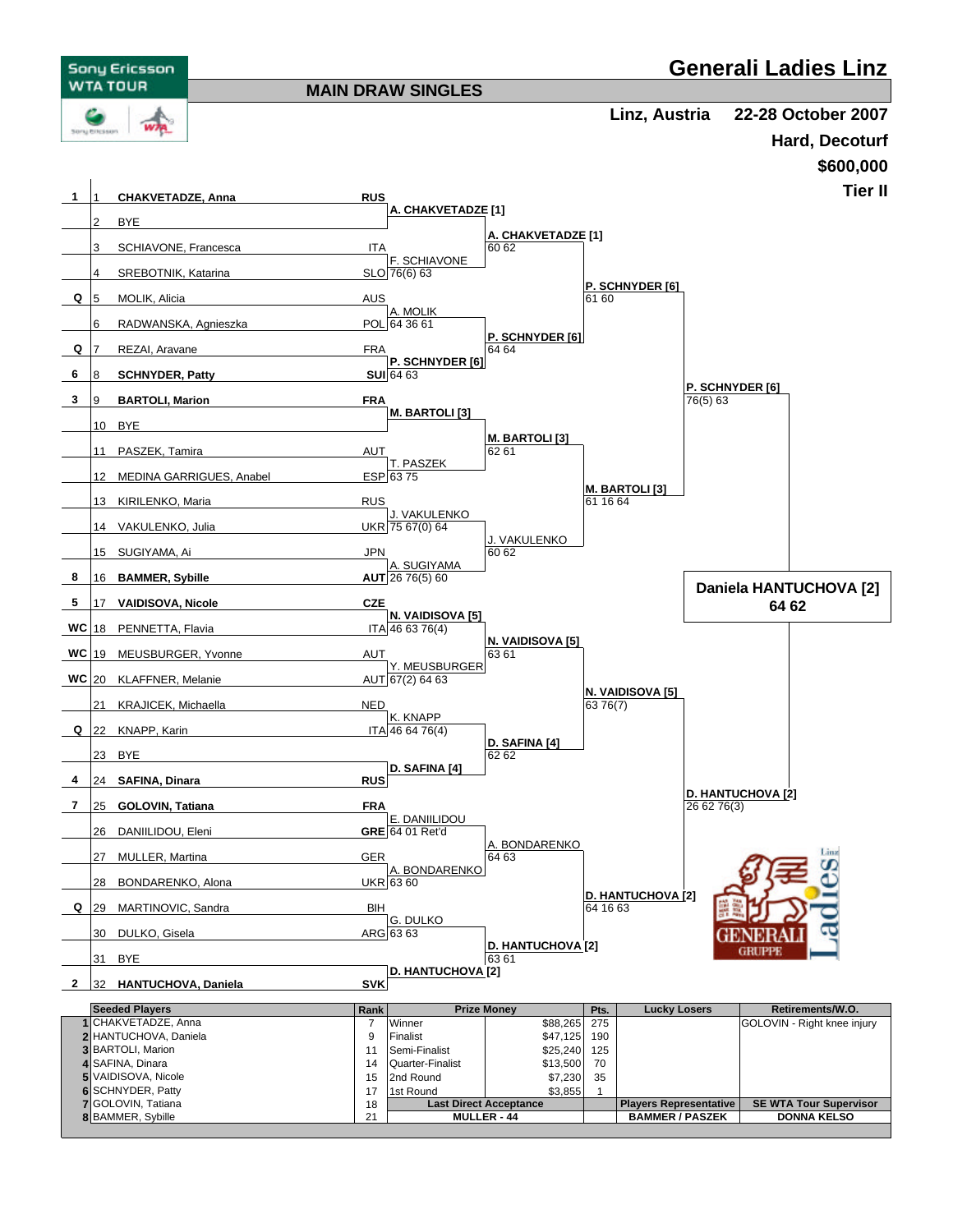# Generali Ladies Linz

Sony Ericsson WTA TOUR

## MAIN DRAW SINGLES

**Linz, Austria** **22-28 October 2007**

**Hard, Decoturf**

**$600,000**

**Tier II**

### First Round

| Seed | No. | Player | Nat. |
|---|---|---|---|
| 1 | 1 | **CHAKVETADZE, Anna** | **RUS** |
| | 2 | BYE | |
| | 3 | SCHIAVONE, Francesca | ITA |
| | 4 | SREBOTNIK, Katarina | SLO |
| Q | 5 | MOLIK, Alicia | AUS |
| | 6 | RADWANSKA, Agnieszka | POL |
| Q | 7 | REZAI, Aravane | FRA |
| 6 | 8 | **SCHNYDER, Patty** | **SUI** |
| 3 | 9 | **BARTOLI, Marion** | **FRA** |
| | 10 | BYE | |
| | 11 | PASZEK, Tamira | AUT |
| | 12 | MEDINA GARRIGUES, Anabel | ESP |
| | 13 | KIRILENKO, Maria | RUS |
| | 14 | VAKULENKO, Julia | UKR |
| | 15 | SUGIYAMA, Ai | JPN |
| 8 | 16 | **BAMMER, Sybille** | **AUT** |
| 5 | 17 | **VAIDISOVA, Nicole** | **CZE** |
| WC | 18 | PENNETTA, Flavia | ITA |
| WC | 19 | MEUSBURGER, Yvonne | AUT |
| WC | 20 | KLAFFNER, Melanie | AUT |
| | 21 | KRAJICEK, Michaella | NED |
| Q | 22 | KNAPP, Karin | ITA |
| | 23 | BYE | |
| 4 | 24 | **SAFINA, Dinara** | **RUS** |
| 7 | 25 | **GOLOVIN, Tatiana** | **FRA** |
| | 26 | DANIILIDOU, Eleni | **GRE** |
| | 27 | MULLER, Martina | GER |
| | 28 | BONDARENKO, Alona | UKR |
| Q | 29 | MARTINOVIC, Sandra | BIH |
| | 30 | DULKO, Gisela | ARG |
| | 31 | BYE | |
| 2 | 32 | **HANTUCHOVA, Daniela** | **SVK** |

### Second Round

| Winner | Score |
|---|---|
| **A. CHAKVETADZE [1]** | |
| F. SCHIAVONE | 76(6) 63 |
| A. MOLIK | 64 36 61 |
| **P. SCHNYDER [6]** | 64 63 |
| **M. BARTOLI [3]** | |
| T. PASZEK | 63 75 |
| J. VAKULENKO | 75 67(0) 64 |
| A. SUGIYAMA | 26 76(5) 60 |
| **N. VAIDISOVA [5]** | 46 63 76(4) |
| Y. MEUSBURGER | 67(2) 64 63 |
| K. KNAPP | 46 64 76(4) |
| **D. SAFINA [4]** | |
| E. DANIILIDOU | 64 01 Ret'd |
| A. BONDARENKO | 63 60 |
| G. DULKO | 63 63 |
| **D. HANTUCHOVA [2]** | |

### Quarterfinals

| Winner | Score |
|---|---|
| **A. CHAKVETADZE [1]** | 60 62 |
| **P. SCHNYDER [6]** | 64 64 |
| **M. BARTOLI [3]** | 62 61 |
| J. VAKULENKO | 60 62 |
| **N. VAIDISOVA [5]** | 63 61 |
| **D. SAFINA [4]** | 62 62 |
| A. BONDARENKO | 64 63 |
| **D. HANTUCHOVA [2]** | 63 61 |

### Semifinals

| Winner | Score |
|---|---|
| **P. SCHNYDER [6]** | 61 60 |
| **M. BARTOLI [3]** | 61 16 64 |
| **N. VAIDISOVA [5]** | 63 76(7) |
| **D. HANTUCHOVA [2]** | 64 16 63 |

### Final

| Winner | Score |
|---|---|
| **P. SCHNYDER [6]** | 76(5) 63 |
| **D. HANTUCHOVA [2]** | 26 62 76(3) |

### Champion

**Daniela HANTUCHOVA [2]**
**64 62**

| | Seeded Players | Rank | Prize Money | | Pts. | Lucky Losers | Retirements/W.O. |
|---|---|---|---|---|---|---|---|
| 1 | CHAKVETADZE, Anna | 7 | Winner | $88,265 | 275 | | GOLOVIN - Right knee injury |
| 2 | HANTUCHOVA, Daniela | 9 | Finalist | $47,125 | 190 | | |
| 3 | BARTOLI, Marion | 11 | Semi-Finalist | $25,240 | 125 | | |
| 4 | SAFINA, Dinara | 14 | Quarter-Finalist | $13,500 | 70 | | |
| 5 | VAIDISOVA, Nicole | 15 | 2nd Round | $7,230 | 35 | | |
| 6 | SCHNYDER, Patty | 17 | 1st Round | $3,855 | 1 | | |
| 7 | GOLOVIN, Tatiana | 18 | **Last Direct Acceptance** | | | **Players Representative** | **SE WTA Tour Supervisor** |
| 8 | BAMMER, Sybille | 21 | **MULLER - 44** | | | **BAMMER / PASZEK** | **DONNA KELSO** |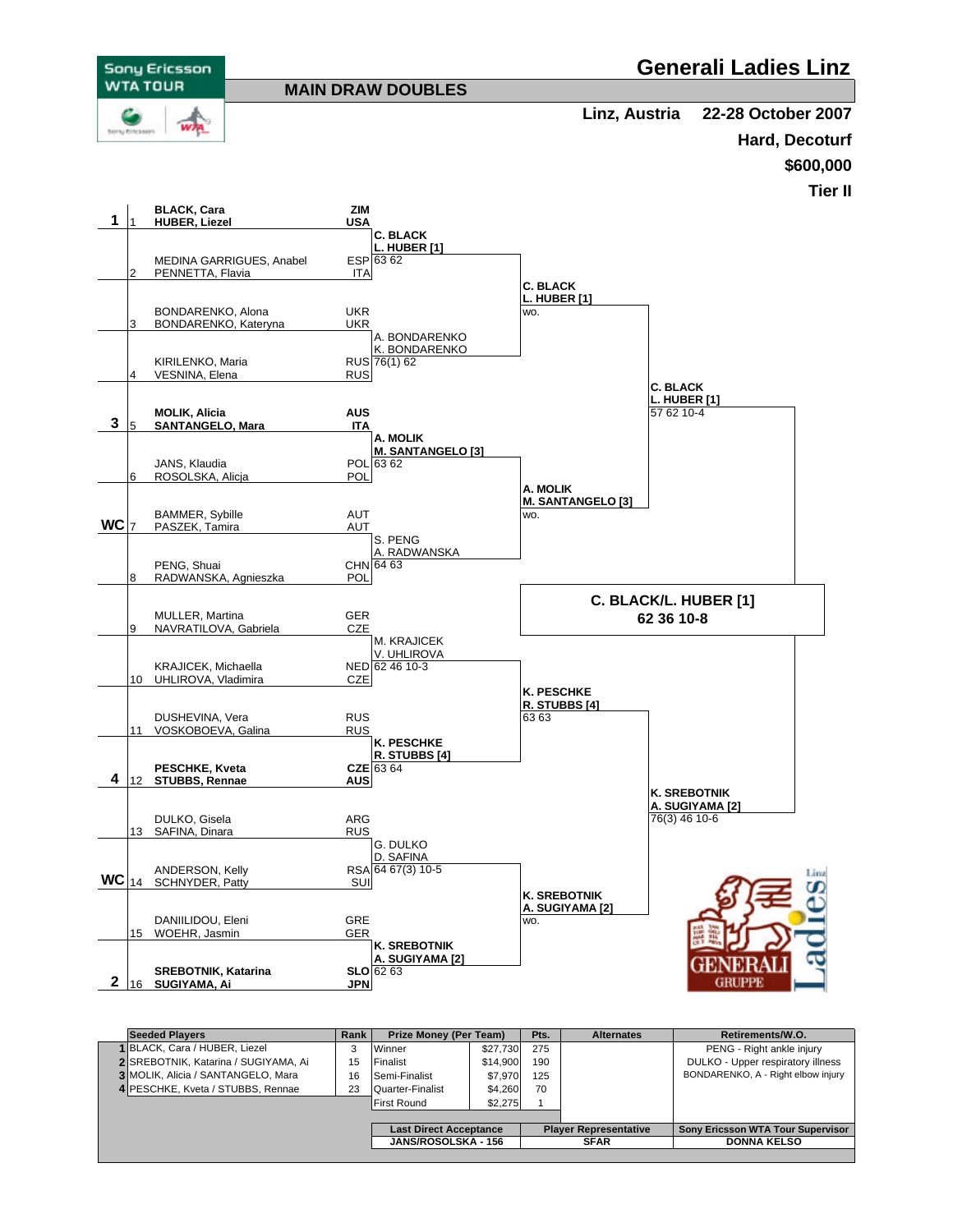# Generali Ladies Linz

## MAIN DRAW DOUBLES

Sony Ericsson WTA TOUR

**Linz, Austria** — **22-28 October 2007**

**Hard, Decoturf**

**$600,000**

**Tier II**

### First Round

| Seed | No. | Players | Nat. |
|---|---|---|---|
| 1 | 1 | **BLACK, Cara** / **HUBER, Liezel** | **ZIM** / **USA** |
| | 2 | MEDINA GARRIGUES, Anabel / PENNETTA, Flavia | ESP / ITA |
| | 3 | BONDARENKO, Alona / BONDARENKO, Kateryna | UKR / UKR |
| | 4 | KIRILENKO, Maria / VESNINA, Elena | RUS / RUS |
| 3 | 5 | **MOLIK, Alicia** / **SANTANGELO, Mara** | **AUS** / **ITA** |
| | 6 | JANS, Klaudia / ROSOLSKA, Alicja | POL / POL |
| WC | 7 | BAMMER, Sybille / PASZEK, Tamira | AUT / AUT |
| | 8 | PENG, Shuai / RADWANSKA, Agnieszka | CHN / POL |
| | 9 | MULLER, Martina / NAVRATILOVA, Gabriela | GER / CZE |
| | 10 | KRAJICEK, Michaella / UHLIROVA, Vladimira | NED / CZE |
| | 11 | DUSHEVINA, Vera / VOSKOBOEVA, Galina | RUS / RUS |
| 4 | 12 | **PESCHKE, Kveta** / **STUBBS, Rennae** | **CZE** / **AUS** |
| | 13 | DULKO, Gisela / SAFINA, Dinara | ARG / RUS |
| WC | 14 | ANDERSON, Kelly / SCHNYDER, Patty | RSA / SUI |
| | 15 | DANIILIDOU, Eleni / WOEHR, Jasmin | GRE / GER |
| 2 | 16 | **SREBOTNIK, Katarina** / **SUGIYAMA, Ai** | **SLO** / **JPN** |

### Second Round

- **C. BLACK / L. HUBER [1]** 63 62
- A. BONDARENKO / K. BONDARENKO 76(1) 62
- **A. MOLIK / M. SANTANGELO [3]** 63 62
- S. PENG / A. RADWANSKA 64 63
- M. KRAJICEK / V. UHLIROVA 62 46 10-3
- **K. PESCHKE / R. STUBBS [4]** 63 64
- G. DULKO / D. SAFINA 64 67(3) 10-5
- **K. SREBOTNIK / A. SUGIYAMA [2]** 62 63

### Quarterfinals

- **C. BLACK / L. HUBER [1]** wo.
- **A. MOLIK / M. SANTANGELO [3]** wo.
- **K. PESCHKE / R. STUBBS [4]** 63 63
- **K. SREBOTNIK / A. SUGIYAMA [2]** wo.

### Semifinals

- **C. BLACK / L. HUBER [1]** 57 62 10-4
- **K. SREBOTNIK / A. SUGIYAMA [2]** 76(3) 46 10-6

### Final

**C. BLACK/L. HUBER [1]**
**62 36 10-8**

| | Seeded Players | Rank | Prize Money (Per Team) | | Pts. | Alternates | Retirements/W.O. |
|---|---|---|---|---|---|---|---|
| 1 | BLACK, Cara / HUBER, Liezel | 3 | Winner | $27,730 | 275 | | PENG - Right ankle injury |
| 2 | SREBOTNIK, Katarina / SUGIYAMA, Ai | 15 | Finalist | $14,900 | 190 | | DULKO - Upper respiratory illness |
| 3 | MOLIK, Alicia / SANTANGELO, Mara | 16 | Semi-Finalist | $7,970 | 125 | | BONDARENKO, A - Right elbow injury |
| 4 | PESCHKE, Kveta / STUBBS, Rennae | 23 | Quarter-Finalist | $4,260 | 70 | | |
| | | | First Round | $2,275 | 1 | | |

| Last Direct Acceptance | Player Representative | Sony Ericsson WTA Tour Supervisor |
|---|---|---|
| JANS/ROSOLSKA - 156 | SFAR | DONNA KELSO |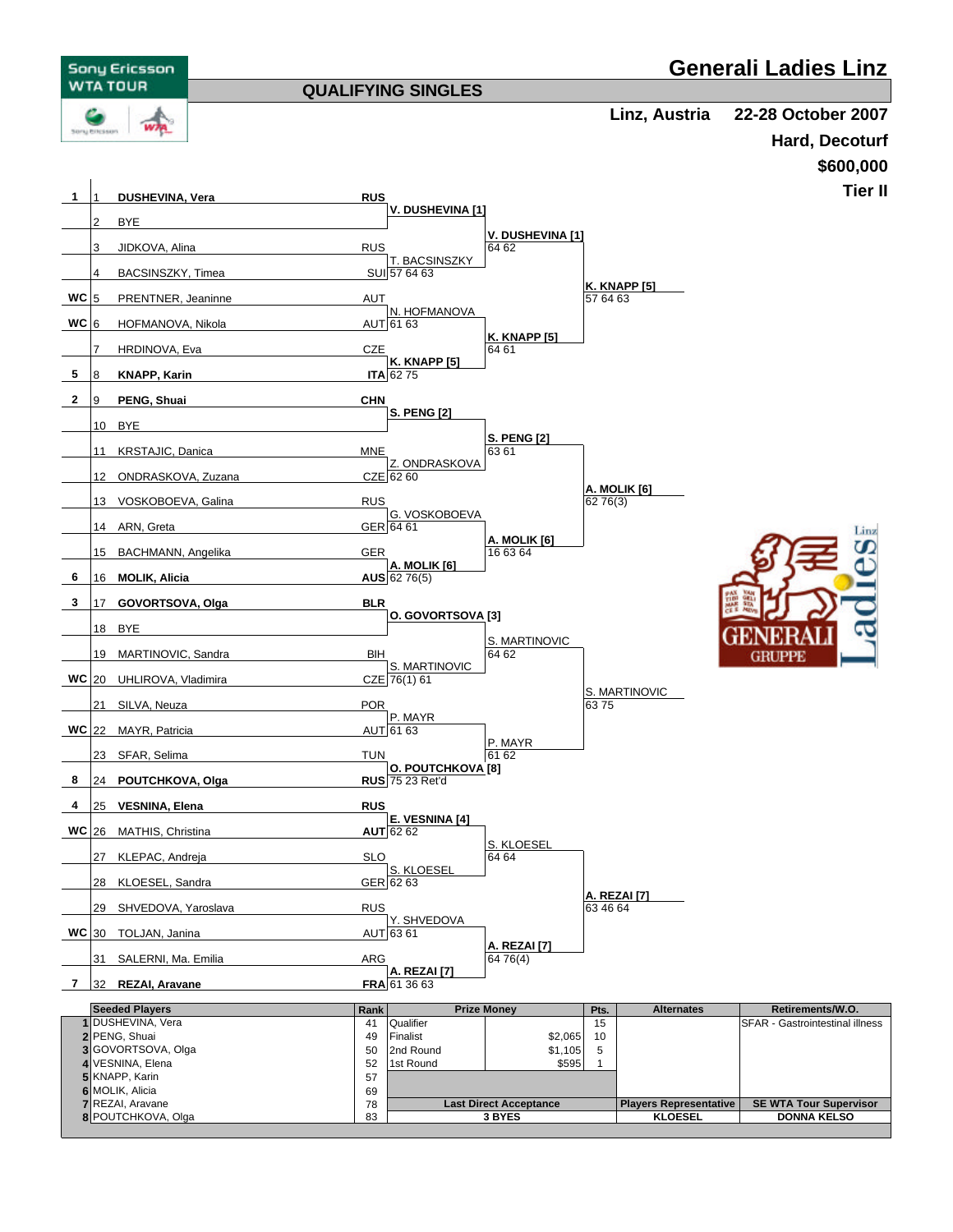# Generali Ladies Linz

## QUALIFYING SINGLES

**Linz, Austria** **22-28 October 2007**

**Hard, Decoturf**

**$600,000**

**Tier II**

### First Round

| Seed | # | Player | Nat |
|---|---|---|---|
| 1 | 1 | **DUSHEVINA, Vera** | **RUS** |
| | 2 | BYE | |
| | 3 | JIDKOVA, Alina | RUS |
| | 4 | BACSINSZKY, Timea | SUI |
| WC | 5 | PRENTNER, Jeaninne | AUT |
| WC | 6 | HOFMANOVA, Nikola | AUT |
| | 7 | HRDINOVA, Eva | CZE |
| 5 | 8 | **KNAPP, Karin** | **ITA** |
| 2 | 9 | **PENG, Shuai** | **CHN** |
| | 10 | BYE | |
| | 11 | KRSTAJIC, Danica | MNE |
| | 12 | ONDRASKOVA, Zuzana | CZE |
| | 13 | VOSKOBOEVA, Galina | RUS |
| | 14 | ARN, Greta | GER |
| | 15 | BACHMANN, Angelika | GER |
| 6 | 16 | **MOLIK, Alicia** | **AUS** |
| 3 | 17 | **GOVORTSOVA, Olga** | **BLR** |
| | 18 | BYE | |
| | 19 | MARTINOVIC, Sandra | BIH |
| WC | 20 | UHLIROVA, Vladimira | CZE |
| | 21 | SILVA, Neuza | POR |
| WC | 22 | MAYR, Patricia | AUT |
| | 23 | SFAR, Selima | TUN |
| 8 | 24 | **POUTCHKOVA, Olga** | **RUS** |
| 4 | 25 | **VESNINA, Elena** | **RUS** |
| WC | 26 | MATHIS, Christina | AUT |
| | 27 | KLEPAC, Andreja | SLO |
| | 28 | KLOESEL, Sandra | GER |
| | 29 | SHEDOVA, Yaroslava | RUS |
| WC | 30 | TOLJAN, Janina | AUT |
| | 31 | SALERNI, Ma. Emilia | ARG |
| 7 | 32 | **REZAI, Aravane** | **FRA** |

### Second Round

| Winner | Score |
|---|---|
| **V. DUSHEVINA [1]** | |
| T. BACSINSZKY | 57 64 63 |
| N. HOFMANOVA | 61 63 |
| **K. KNAPP [5]** | 62 75 |
| **S. PENG [2]** | |
| Z. ONDRASKOVA | 62 60 |
| G. VOSKOBOEVA | 64 61 |
| **A. MOLIK [6]** | 62 76(5) |
| **O. GOVORTSOVA [3]** | |
| S. MARTINOVIC | 76(1) 61 |
| P. MAYR | 61 63 |
| **O. POUTCHKOVA [8]** | 75 23 Ret'd |
| **E. VESNINA [4]** | 62 62 |
| S. KLOESEL | 62 63 |
| Y. SHVEDOVA | 63 61 |
| **A. REZAI [7]** | 61 36 63 |

### Third Round

| Winner | Score |
|---|---|
| **V. DUSHEVINA [1]** | 64 62 |
| **K. KNAPP [5]** | 64 61 |
| **S. PENG [2]** | 63 61 |
| **A. MOLIK [6]** | 16 63 64 |
| S. MARTINOVIC | 64 62 |
| P. MAYR | 61 62 |
| S. KLOESEL | 64 64 |
| **A. REZAI [7]** | 64 76(4) |

### Qualifiers

| Qualifier | Score |
|---|---|
| **K. KNAPP [5]** | 57 64 63 |
| **A. MOLIK [6]** | 62 76(3) |
| S. MARTINOVIC | 63 75 |
| **A. REZAI [7]** | 63 46 64 |

| | Seeded Players | Rank | Prize Money | | Pts. | Alternates | Retirements/W.O. |
|---|---|---|---|---|---|---|---|
| 1 | DUSHEVINA, Vera | 41 | Qualifier | | 15 | | SFAR - Gastrointestinal illness |
| 2 | PENG, Shuai | 49 | Finalist | $2,065 | 10 | | |
| 3 | GOVORTSOVA, Olga | 50 | 2nd Round | $1,105 | 5 | | |
| 4 | VESNINA, Elena | 52 | 1st Round | $595 | 1 | | |
| 5 | KNAPP, Karin | 57 | | | | | |
| 6 | MOLIK, Alicia | 69 | | | | | |
| 7 | REZAI, Aravane | 78 | Last Direct Acceptance | | | Players Representative | SE WTA Tour Supervisor |
| 8 | POUTCHKOVA, Olga | 83 | 3 BYES | | | KLOESEL | DONNA KELSO |